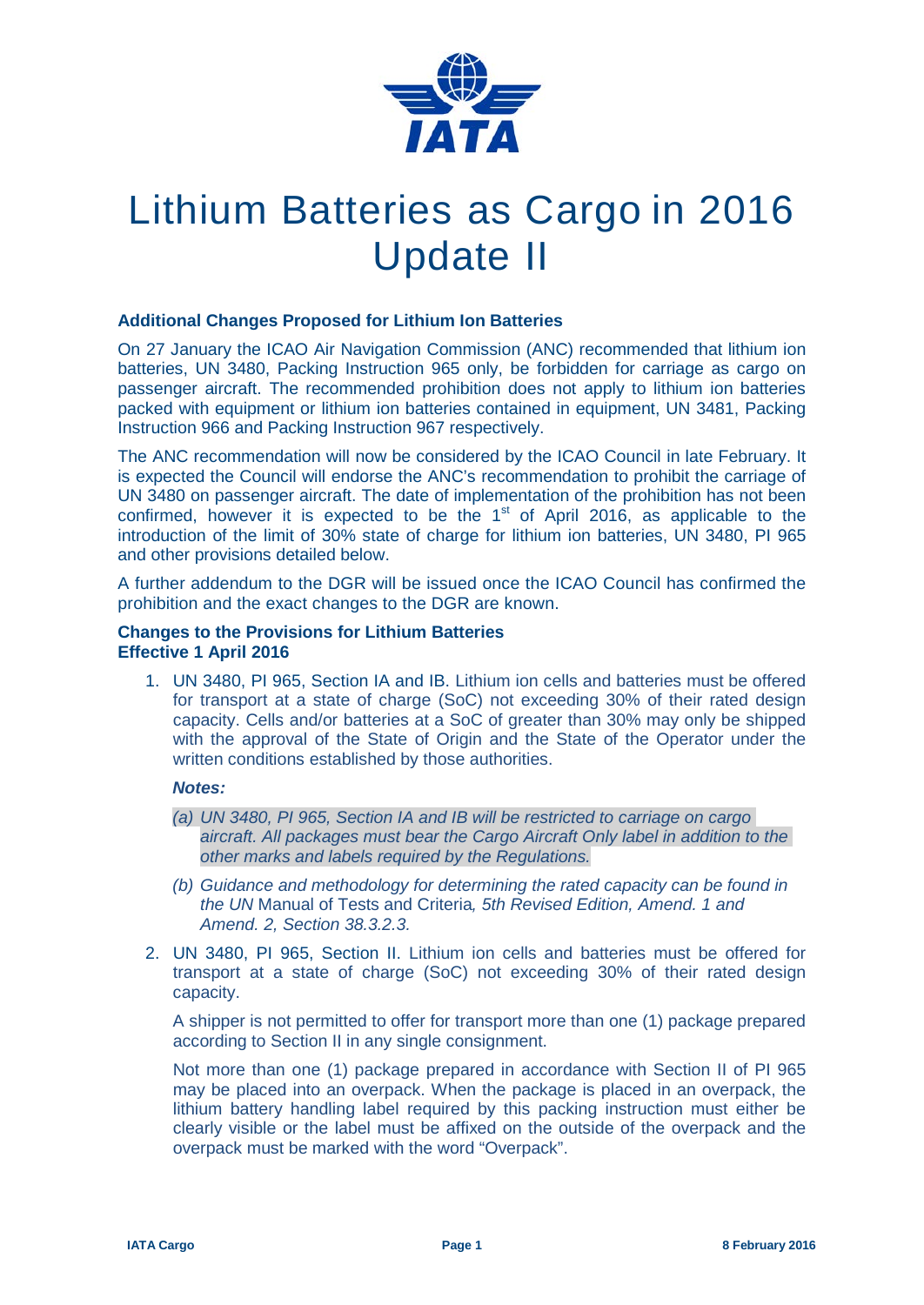# Lithium Batteries as Cargo in 2016 Update II

### Additional Changes Proposed for Lithium Ion Batteries

On 27 January the ICAO Air Navigation Commission (ANC) recommended that lithium ion batteries, UN 3480, Packing Instruction 965 only, be forbidden for carriage as cargo on passenger aircraft. The recommended prohibition does not apply to lithium ion batteries packed with equipment or lithium ion batteries contained in equipment, UN 3481, Packing Instruction 966 and Packing Instruction 967 respectively.

The ANC recommendation will now be considered by the ICAO Council in late February. It is expected the Council will endorse the ANC's recommendation to prohibit the carriage of UN 3480 on passenger aircraft. The date of implementation of the prohibition has not been confirmed, however it is expected to be the 1st of April 2016, as applicable to the introduction of the limit of 30% state of charge for lithium ion batteries, UN 3480, PI 965 and other provisions detailed below.

A further addendum to the DGR will be issued once the ICAO Council has confirmed the prohibition and the exact changes to the DGR are known.

### Changes to the Provisions for Lithium Batteries Effective 1 April 2016

1. UN 3480, PI 965, Section IA and IB. Lithium ion cells and batteries must be offered for transport at a state of charge (SoC) not exceeding 30% of their rated design capacity. Cells and/or batteries at a SoC of greater than 30% may only be shipped with the approval of the State of Origin and the State of the Operator under the written conditions established by those authorities.

   ***Notes:***

   *(a) UN 3480, PI 965, Section IA and IB will be restricted to carriage on cargo aircraft. All packages must bear the Cargo Aircraft Only label in addition to the other marks and labels required by the Regulations.*

   *(b) Guidance and methodology for determining the rated capacity can be found in the UN* Manual of Tests and Criteria*, 5th Revised Edition, Amend. 1 and Amend. 2, Section 38.3.2.3.*

2. UN 3480, PI 965, Section II. Lithium ion cells and batteries must be offered for transport at a state of charge (SoC) not exceeding 30% of their rated design capacity.

   A shipper is not permitted to offer for transport more than one (1) package prepared according to Section II in any single consignment.

   Not more than one (1) package prepared in accordance with Section II of PI 965 may be placed into an overpack. When the package is placed in an overpack, the lithium battery handling label required by this packing instruction must either be clearly visible or the label must be affixed on the outside of the overpack and the overpack must be marked with the word "Overpack".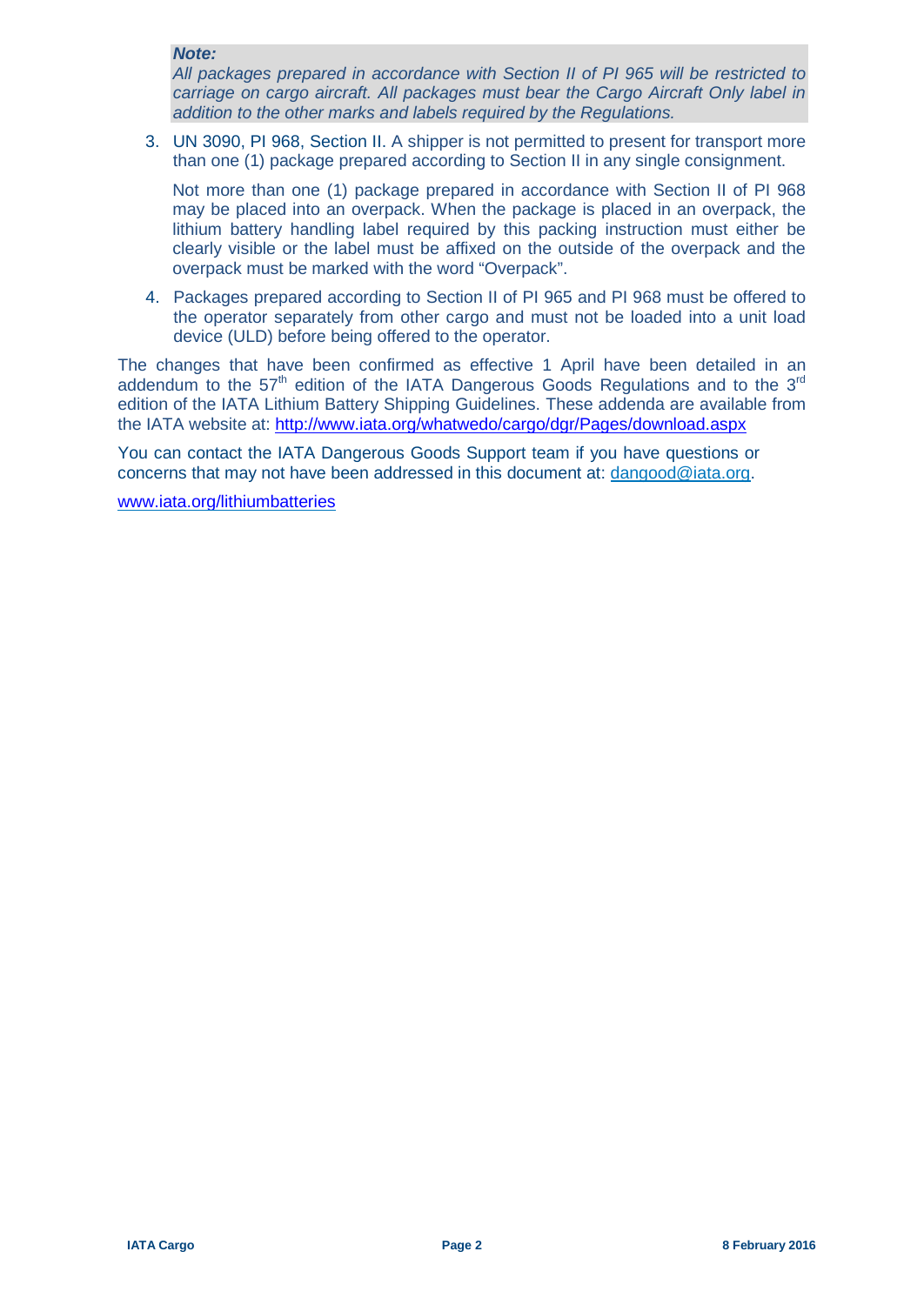> ***Note:***
>
> *All packages prepared in accordance with Section II of PI 965 will be restricted to carriage on cargo aircraft. All packages must bear the Cargo Aircraft Only label in addition to the other marks and labels required by the Regulations.*

3. UN 3090, PI 968, Section II. A shipper is not permitted to present for transport more than one (1) package prepared according to Section II in any single consignment.

   Not more than one (1) package prepared in accordance with Section II of PI 968 may be placed into an overpack. When the package is placed in an overpack, the lithium battery handling label required by this packing instruction must either be clearly visible or the label must be affixed on the outside of the overpack and the overpack must be marked with the word “Overpack”.

4. Packages prepared according to Section II of PI 965 and PI 968 must be offered to the operator separately from other cargo and must not be loaded into a unit load device (ULD) before being offered to the operator.

The changes that have been confirmed as effective 1 April have been detailed in an addendum to the 57th edition of the IATA Dangerous Goods Regulations and to the 3rd edition of the IATA Lithium Battery Shipping Guidelines. These addenda are available from the IATA website at: http://www.iata.org/whatwedo/cargo/dgr/Pages/download.aspx

You can contact the IATA Dangerous Goods Support team if you have questions or concerns that may not have been addressed in this document at: dangood@iata.org.

www.iata.org/lithiumbatteries